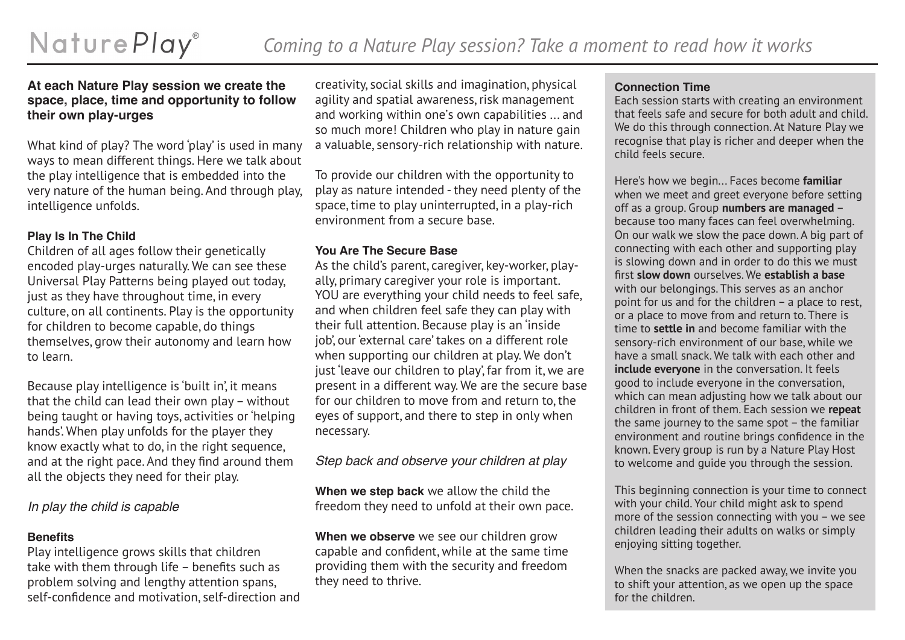# NaturePlay®

## *Coming to a Nature Play session? Take a moment to read how it works*

**At each Nature Play session we create the space, place, time and opportunity to follow their own play-urges**

What kind of play? The word 'play' is used in many ways to mean different things. Here we talk about the play intelligence that is embedded into the very nature of the human being. And through play, intelligence unfolds.

### Play Is In The Child

Children of all ages follow their genetically encoded play-urges naturally. We can see these Universal Play Patterns being played out today, just as they have throughout time, in every culture, on all continents. Play is the opportunity for children to become capable, do things themselves, grow their autonomy and learn how to learn.

Because play intelligence is 'built in', it means that the child can lead their own play – without being taught or having toys, activities or 'helping hands'. When play unfolds for the player they know exactly what to do, in the right sequence, and at the right pace. And they find around them all the objects they need for their play.

*In play the child is capable*

### Benefits

Play intelligence grows skills that children take with them through life – benefits such as problem solving and lengthy attention spans, self-confidence and motivation, self-direction and creativity, social skills and imagination, physical agility and spatial awareness, risk management and working within one's own capabilities … and so much more! Children who play in nature gain a valuable, sensory-rich relationship with nature.

To provide our children with the opportunity to play as nature intended - they need plenty of the space, time to play uninterrupted, in a play-rich environment from a secure base.

### You Are The Secure Base

As the child's parent, caregiver, key-worker, play-ally, primary caregiver your role is important. YOU are everything your child needs to feel safe, and when children feel safe they can play with their full attention. Because play is an 'inside job', our 'external care' takes on a different role when supporting our children at play. We don't just 'leave our children to play', far from it, we are present in a different way. We are the secure base for our children to move from and return to, the eyes of support, and there to step in only when necessary.

*Step back and observe your children at play*

**When we step back** we allow the child the freedom they need to unfold at their own pace.

**When we observe** we see our children grow capable and confident, while at the same time providing them with the security and freedom they need to thrive.

### Connection Time

Each session starts with creating an environment that feels safe and secure for both adult and child. We do this through connection. At Nature Play we recognise that play is richer and deeper when the child feels secure.

Here's how we begin… Faces become **familiar** when we meet and greet everyone before setting off as a group. Group **numbers are managed** – because too many faces can feel overwhelming. On our walk we slow the pace down. A big part of connecting with each other and supporting play is slowing down and in order to do this we must first **slow down** ourselves. We **establish a base** with our belongings. This serves as an anchor point for us and for the children – a place to rest, or a place to move from and return to. There is time to **settle in** and become familiar with the sensory-rich environment of our base, while we have a small snack. We talk with each other and **include everyone** in the conversation. It feels good to include everyone in the conversation, which can mean adjusting how we talk about our children in front of them. Each session we **repeat** the same journey to the same spot – the familiar environment and routine brings confidence in the known. Every group is run by a Nature Play Host to welcome and guide you through the session.

This beginning connection is your time to connect with your child. Your child might ask to spend more of the session connecting with you – we see children leading their adults on walks or simply enjoying sitting together.

When the snacks are packed away, we invite you to shift your attention, as we open up the space for the children.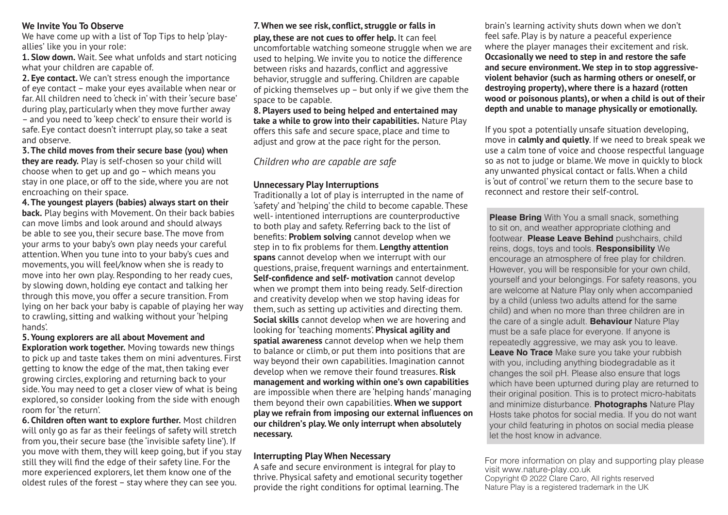**We Invite You To Observe**

We have come up with a list of Top Tips to help 'play-allies' like you in your role:

**1. Slow down.** Wait. See what unfolds and start noticing what your children are capable of.

**2. Eye contact.** We can't stress enough the importance of eye contact – make your eyes available when near or far. All children need to 'check in' with their 'secure base' during play, particularly when they move further away – and you need to 'keep check' to ensure their world is safe. Eye contact doesn't interrupt play, so take a seat and observe.

**3. The child moves from their secure base (you) when they are ready.** Play is self-chosen so your child will choose when to get up and go – which means you stay in one place, or off to the side, where you are not encroaching on their space.

**4. The youngest players (babies) always start on their back.** Play begins with Movement. On their back babies can move limbs and look around and should always be able to see you, their secure base. The move from your arms to your baby's own play needs your careful attention. When you tune into to your baby's cues and movements, you will feel/know when she is ready to move into her own play. Responding to her ready cues, by slowing down, holding eye contact and talking her through this move, you offer a secure transition. From lying on her back your baby is capable of playing her way to crawling, sitting and walking without your 'helping hands'.

**5. Young explorers are all about Movement and Exploration work together.** Moving towards new things to pick up and taste takes them on mini adventures. First getting to know the edge of the mat, then taking ever growing circles, exploring and returning back to your side. You may need to get a closer view of what is being explored, so consider looking from the side with enough room for 'the return'.

**6. Children often want to explore further.** Most children will only go as far as their feelings of safety will stretch from you, their secure base (the 'invisible safety line'). If you move with them, they will keep going, but if you stay still they will find the edge of their safety line. For the more experienced explorers, let them know one of the oldest rules of the forest – stay where they can see you.

**7. When we see risk, conflict, struggle or falls in play, these are not cues to offer help.** It can feel uncomfortable watching someone struggle when we are used to helping. We invite you to notice the difference between risks and hazards, conflict and aggressive behavior, struggle and suffering. Children are capable of picking themselves up – but only if we give them the space to be capable.

**8. Players used to being helped and entertained may take a while to grow into their capabilities.** Nature Play offers this safe and secure space, place and time to adjust and grow at the pace right for the person.

*Children who are capable are safe*

**Unnecessary Play Interruptions**

Traditionally a lot of play is interrupted in the name of 'safety' and 'helping' the child to become capable. These well- intentioned interruptions are counterproductive to both play and safety. Referring back to the list of benefits: **Problem solving** cannot develop when we step in to fix problems for them. **Lengthy attention spans** cannot develop when we interrupt with our questions, praise, frequent warnings and entertainment. **Self-confidence and self- motivation** cannot develop when we prompt them into being ready. Self-direction and creativity develop when we stop having ideas for them, such as setting up activities and directing them. **Social skills** cannot develop when we are hovering and looking for 'teaching moments'. **Physical agility and spatial awareness** cannot develop when we help them to balance or climb, or put them into positions that are way beyond their own capabilities. Imagination cannot develop when we remove their found treasures. **Risk management and working within one's own capabilities** are impossible when there are 'helping hands' managing them beyond their own capabilities. **When we support play we refrain from imposing our external influences on our children's play. We only interrupt when absolutely necessary.**

**Interrupting Play When Necessary**

A safe and secure environment is integral for play to thrive. Physical safety and emotional security together provide the right conditions for optimal learning. The brain's learning activity shuts down when we don't feel safe. Play is by nature a peaceful experience where the player manages their excitement and risk. **Occasionally we need to step in and restore the safe and secure environment. We step in to stop aggressive-violent behavior (such as harming others or oneself, or destroying property), where there is a hazard (rotten wood or poisonous plants), or when a child is out of their depth and unable to manage physically or emotionally.**

If you spot a potentially unsafe situation developing, move in **calmly and quietly**. If we need to break speak we use a calm tone of voice and choose respectful language so as not to judge or blame. We move in quickly to block any unwanted physical contact or falls. When a child is 'out of control' we return them to the secure base to reconnect and restore their self-control.

**Please Bring** With You a small snack, something to sit on, and weather appropriate clothing and footwear. **Please Leave Behind** pushchairs, child reins, dogs, toys and tools. **Responsibility** We encourage an atmosphere of free play for children. However, you will be responsible for your own child, yourself and your belongings. For safety reasons, you are welcome at Nature Play only when accompanied by a child (unless two adults attend for the same child) and when no more than three children are in the care of a single adult. **Behaviour** Nature Play must be a safe place for everyone. If anyone is repeatedly aggressive, we may ask you to leave. **Leave No Trace** Make sure you take your rubbish with you, including anything biodegradable as it changes the soil pH. Please also ensure that logs which have been upturned during play are returned to their original position. This is to protect micro-habitats and minimize disturbance. **Photographs** Nature Play Hosts take photos for social media. If you do not want your child featuring in photos on social media please let the host know in advance.

For more information on play and supporting play please visit www.nature-play.co.uk
Copyright © 2022 Clare Caro, All rights reserved
Nature Play is a registered trademark in the UK